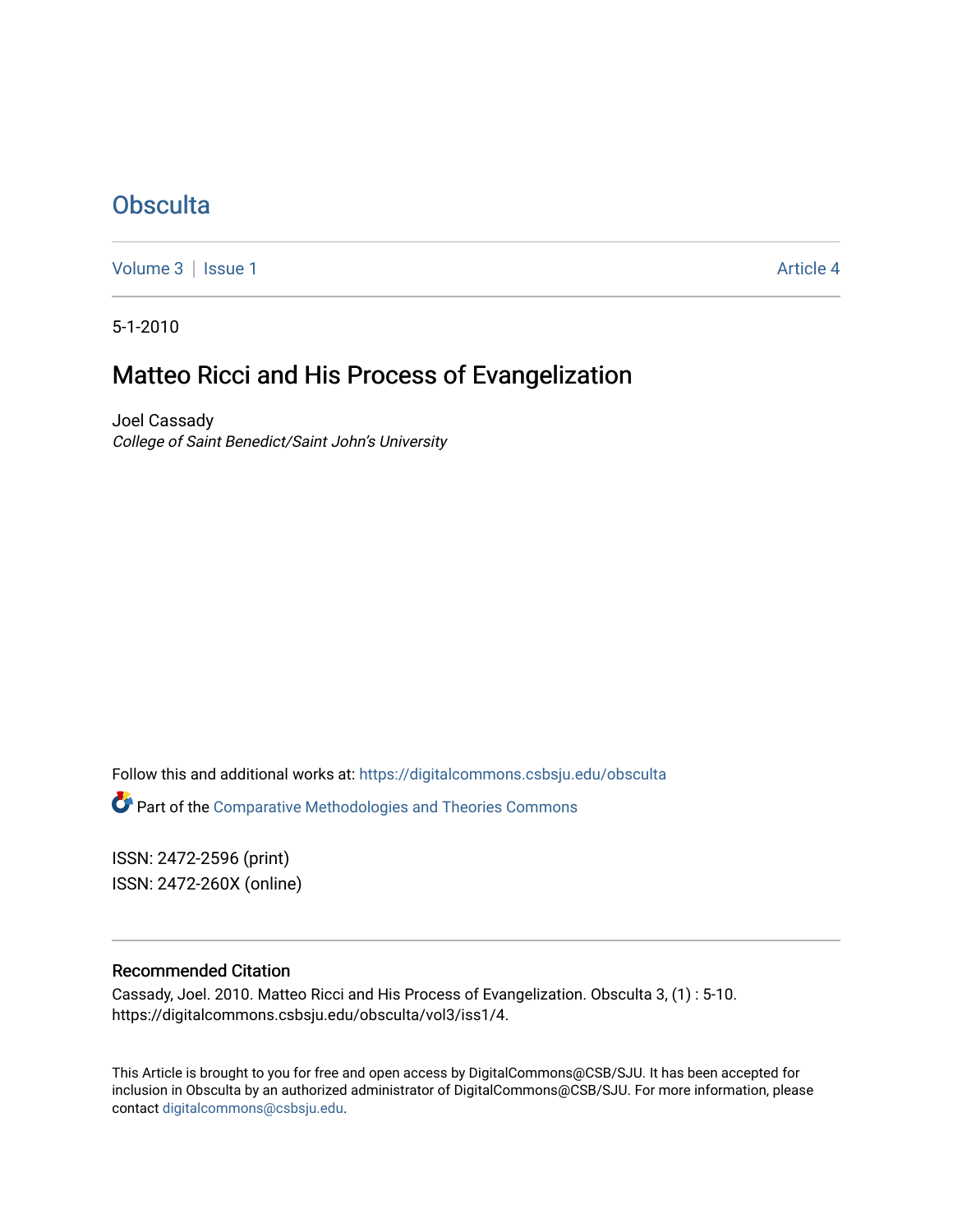# Obsculta

Volume 3 | Issue 1 Article 4

5-1-2010

## Matteo Ricci and His Process of Evangelization

Joel Cassady
*College of Saint Benedict/Saint John's University*

Follow this and additional works at: https://digitalcommons.csbsju.edu/obsculta

Part of the Comparative Methodologies and Theories Commons

ISSN: 2472-2596 (print)
ISSN: 2472-260X (online)

### Recommended Citation

Cassady, Joel. 2010. Matteo Ricci and His Process of Evangelization. Obsculta 3, (1) : 5-10. https://digitalcommons.csbsju.edu/obsculta/vol3/iss1/4.

This Article is brought to you for free and open access by DigitalCommons@CSB/SJU. It has been accepted for inclusion in Obsculta by an authorized administrator of DigitalCommons@CSB/SJU. For more information, please contact digitalcommons@csbsju.edu.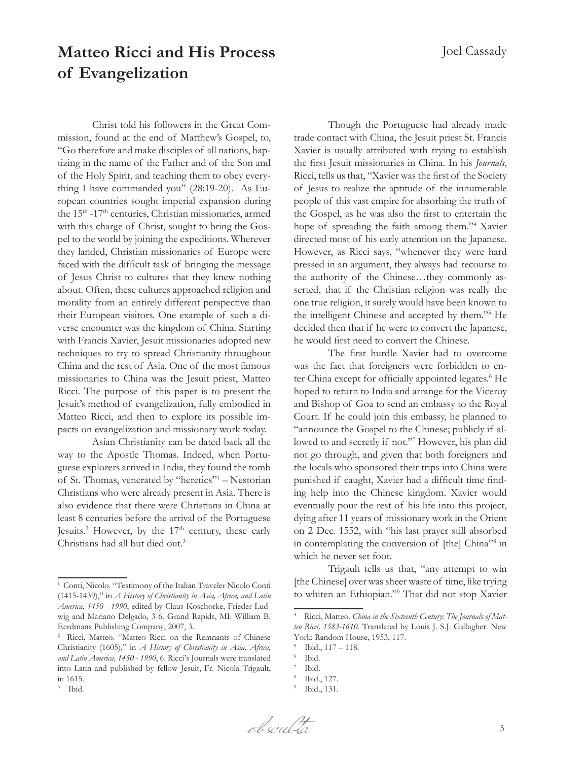# Matteo Ricci and His Process of Evangelization

Joel Cassady

Christ told his followers in the Great Commission, found at the end of Matthew's Gospel, to, "Go therefore and make disciples of all nations, baptizing in the name of the Father and of the Son and of the Holy Spirit, and teaching them to obey everything I have commanded you" (28:19-20). As European countries sought imperial expansion during the 15th -17th centuries, Christian missionaries, armed with this charge of Christ, sought to bring the Gospel to the world by joining the expeditions. Wherever they landed, Christian missionaries of Europe were faced with the difficult task of bringing the message of Jesus Christ to cultures that they knew nothing about. Often, these cultures approached religion and morality from an entirely different perspective than their European visitors. One example of such a diverse encounter was the kingdom of China. Starting with Francis Xavier, Jesuit missionaries adopted new techniques to try to spread Christianity throughout China and the rest of Asia. One of the most famous missionaries to China was the Jesuit priest, Matteo Ricci. The purpose of this paper is to present the Jesuit's method of evangelization, fully embodied in Matteo Ricci, and then to explore its possible impacts on evangelization and missionary work today.

Asian Christianity can be dated back all the way to the Apostle Thomas. Indeed, when Portuguese explorers arrived in India, they found the tomb of St. Thomas, venerated by "heretics"[1] – Nestorian Christians who were already present in Asia. There is also evidence that there were Christians in China at least 8 centuries before the arrival of the Portuguese Jesuits.[2] However, by the 17th century, these early Christians had all but died out.[3]

Though the Portuguese had already made trade contact with China, the Jesuit priest St. Francis Xavier is usually attributed with trying to establish the first Jesuit missionaries in China. In his *Journals*, Ricci, tells us that, "Xavier was the first of the Society of Jesus to realize the aptitude of the innumerable people of this vast empire for absorbing the truth of the Gospel, as he was also the first to entertain the hope of spreading the faith among them."[4] Xavier directed most of his early attention on the Japanese. However, as Ricci says, "whenever they were hard pressed in an argument, they always had recourse to the authority of the Chinese…they commonly asserted, that if the Christian religion was really the one true religion, it surely would have been known to the intelligent Chinese and accepted by them."[5] He decided then that if he were to convert the Japanese, he would first need to convert the Chinese.

The first hurdle Xavier had to overcome was the fact that foreigners were forbidden to enter China except for officially appointed legates.[6] He hoped to return to India and arrange for the Viceroy and Bishop of Goa to send an embassy to the Royal Court. If he could join this embassy, he planned to "announce the Gospel to the Chinese; publicly if allowed to and secretly if not."[7] However, his plan did not go through, and given that both foreigners and the locals who sponsored their trips into China were punished if caught, Xavier had a difficult time finding help into the Chinese kingdom. Xavier would eventually pour the rest of his life into this project, dying after 11 years of missionary work in the Orient on 2 Dec. 1552, with "his last prayer still absorbed in contemplating the conversion of [the] China"[8] in which he never set foot.

Trigault tells us that, "any attempt to win [the Chinese] over was sheer waste of time, like trying to whiten an Ethiopian."[9] That did not stop Xavier

---

[1] Conti, Nicolo. "Testimony of the Italian Traveler Nicolo Conti (1415-1439)," in *A History of Christianity in Asia, Africa, and Latin America, 1450 - 1990*, edited by Claus Koschorke, Frieder Ludwig and Mariano Delgado, 3-6. Grand Rapids, MI: William B. Eerdmans Publishing Company, 2007, 3.

[2] Ricci, Matteo. "Matteo Ricci on the Remnants of Chinese Christianity (1605)," in *A History of Christianity in Asia, Africa, and Latin America, 1450 - 1990*, 6. Ricci's Journals were translated into Latin and published by fellow Jesuit, Fr. Nicola Trigault, in 1615.

[3] Ibid.

[4] Ricci, Matteo. *China in the Sixteenth Century: The Journals of Matteo Ricci, 1583-1610*. Translated by Louis J. S.J. Gallagher. New York: Random House, 1953, 117.

[5] Ibid., 117 – 118.

[6] Ibid.

[7] Ibid.

[8] Ibid., 127.

[9] Ibid., 131.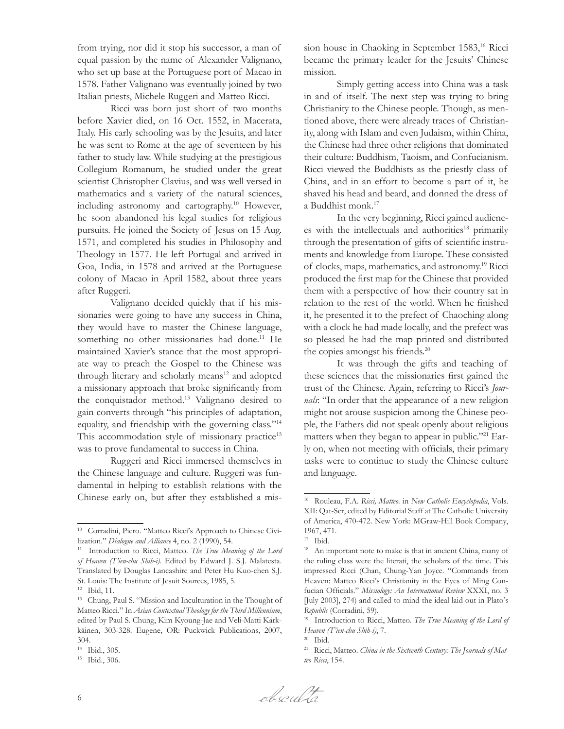from trying, nor did it stop his successor, a man of equal passion by the name of Alexander Valignano, who set up base at the Portuguese port of Macao in 1578. Father Valignano was eventually joined by two Italian priests, Michele Ruggeri and Matteo Ricci.

Ricci was born just short of two months before Xavier died, on 16 Oct. 1552, in Macerata, Italy. His early schooling was by the Jesuits, and later he was sent to Rome at the age of seventeen by his father to study law. While studying at the prestigious Collegium Romanum, he studied under the great scientist Christopher Clavius, and was well versed in mathematics and a variety of the natural sciences, including astronomy and cartography.[10] However, he soon abandoned his legal studies for religious pursuits. He joined the Society of Jesus on 15 Aug. 1571, and completed his studies in Philosophy and Theology in 1577. He left Portugal and arrived in Goa, India, in 1578 and arrived at the Portuguese colony of Macao in April 1582, about three years after Ruggeri.

Valignano decided quickly that if his missionaries were going to have any success in China, they would have to master the Chinese language, something no other missionaries had done.[11] He maintained Xavier's stance that the most appropriate way to preach the Gospel to the Chinese was through literary and scholarly means[12] and adopted a missionary approach that broke significantly from the conquistador method.[13] Valignano desired to gain converts through "his principles of adaptation, equality, and friendship with the governing class."[14] This accommodation style of missionary practice[15] was to prove fundamental to success in China.

Ruggeri and Ricci immersed themselves in the Chinese language and culture. Ruggeri was fundamental in helping to establish relations with the Chinese early on, but after they established a mission house in Chaoking in September 1583,[16] Ricci became the primary leader for the Jesuits' Chinese mission.

Simply getting access into China was a task in and of itself. The next step was trying to bring Christianity to the Chinese people. Though, as mentioned above, there were already traces of Christianity, along with Islam and even Judaism, within China, the Chinese had three other religions that dominated their culture: Buddhism, Taoism, and Confucianism. Ricci viewed the Buddhists as the priestly class of China, and in an effort to become a part of it, he shaved his head and beard, and donned the dress of a Buddhist monk.[17]

In the very beginning, Ricci gained audiences with the intellectuals and authorities[18] primarily through the presentation of gifts of scientific instruments and knowledge from Europe. These consisted of clocks, maps, mathematics, and astronomy.[19] Ricci produced the first map for the Chinese that provided them with a perspective of how their country sat in relation to the rest of the world. When he finished it, he presented it to the prefect of Chaoching along with a clock he had made locally, and the prefect was so pleased he had the map printed and distributed the copies amongst his friends.[20]

It was through the gifts and teaching of these sciences that the missionaries first gained the trust of the Chinese. Again, referring to Ricci's *Journals*: "In order that the appearance of a new religion might not arouse suspicion among the Chinese people, the Fathers did not speak openly about religious matters when they began to appear in public."[21] Early on, when not meeting with officials, their primary tasks were to continue to study the Chinese culture and language.

---

[10] Corradini, Piero. "Matteo Ricci's Approach to Chinese Civilization." *Dialogue and Alliance* 4, no. 2 (1990), 54.

[11] Introduction to Ricci, Matteo. *The True Meaning of the Lord of Heaven (T'ien-chu Shih-i).* Edited by Edward J. S.J. Malatesta. Translated by Douglas Lancashire and Peter Hu Kuo-chen S.J. St. Louis: The Institute of Jesuit Sources, 1985, 5.

[12] Ibid, 11.

[13] Chung, Paul S. "Mission and Inculturation in the Thought of Matteo Ricci." In *Asian Contextual Theology for the Third Millennium*, edited by Paul S. Chung, Kim Kyoung-Jae and Veli-Matti Kärkkäinen, 303-328. Eugene, OR: Puckwick Publications, 2007, 304.

[14] Ibid., 305.

[15] Ibid., 306.

[16] Rouleau, F.A. *Ricci, Matteo.* in *New Catholic Encyclopedia*, Vols. XII: Qat-Scr, edited by Editorial Staff at The Catholic University of America, 470-472. New York: MGraw-Hill Book Company, 1967, 471.

[17] Ibid.

[18] An important note to make is that in ancient China, many of the ruling class were the literati, the scholars of the time. This impressed Ricci (Chan, Chung-Yan Joyce. "Commands from Heaven: Matteo Ricci's Christianity in the Eyes of Ming Confucian Officials." *Missiology: An International Review* XXXI, no. 3 [July 2003], 274) and called to mind the ideal laid out in Plato's *Republic* (Corradini, 59).

[19] Introduction to Ricci, Matteo. *The True Meaning of the Lord of Heaven (T'ien-chu Shih-i)*, 7.

[20] Ibid.

[21] Ricci, Matteo. *China in the Sixteenth Century: The Journals of Matteo Ricci*, 154.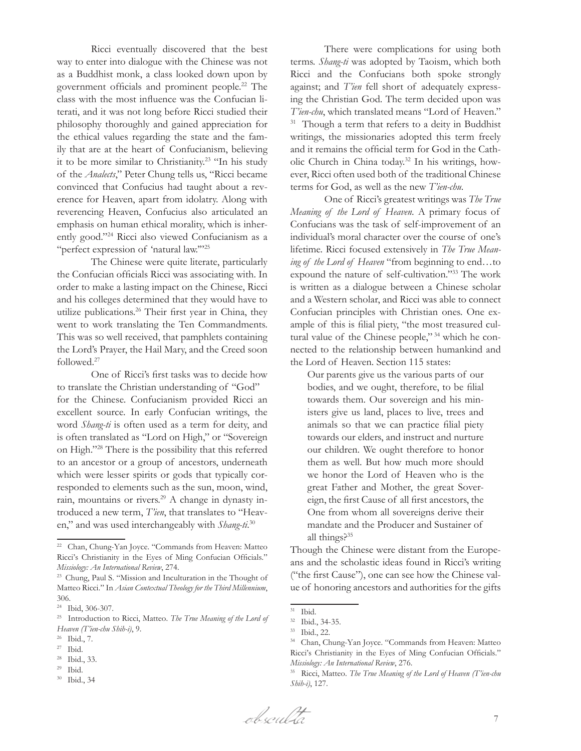Ricci eventually discovered that the best way to enter into dialogue with the Chinese was not as a Buddhist monk, a class looked down upon by government officials and prominent people.[22] The class with the most influence was the Confucian literati, and it was not long before Ricci studied their philosophy thoroughly and gained appreciation for the ethical values regarding the state and the family that are at the heart of Confucianism, believing it to be more similar to Christianity.[23] "In his study of the *Analects*," Peter Chung tells us, "Ricci became convinced that Confucius had taught about a reverence for Heaven, apart from idolatry. Along with reverencing Heaven, Confucius also articulated an emphasis on human ethical morality, which is inherently good."[24] Ricci also viewed Confucianism as a "perfect expression of 'natural law.'"[25]

The Chinese were quite literate, particularly the Confucian officials Ricci was associating with. In order to make a lasting impact on the Chinese, Ricci and his colleges determined that they would have to utilize publications.[26] Their first year in China, they went to work translating the Ten Commandments. This was so well received, that pamphlets containing the Lord's Prayer, the Hail Mary, and the Creed soon followed.[27]

One of Ricci's first tasks was to decide how to translate the Christian understanding of "God" for the Chinese. Confucianism provided Ricci an excellent source. In early Confucian writings, the word *Shang-ti* is often used as a term for deity, and is often translated as "Lord on High," or "Sovereign on High."[28] There is the possibility that this referred to an ancestor or a group of ancestors, underneath which were lesser spirits or gods that typically corresponded to elements such as the sun, moon, wind, rain, mountains or rivers.[29] A change in dynasty introduced a new term, *T'ien*, that translates to "Heaven," and was used interchangeably with *Shang-ti*.[30]

There were complications for using both terms. *Shang-ti* was adopted by Taoism, which both Ricci and the Confucians both spoke strongly against; and *T'ien* fell short of adequately expressing the Christian God. The term decided upon was *T'ien-chu*, which translated means "Lord of Heaven."[31] Though a term that refers to a deity in Buddhist writings, the missionaries adopted this term freely and it remains the official term for God in the Catholic Church in China today.[32] In his writings, however, Ricci often used both of the traditional Chinese terms for God, as well as the new *T'ien-chu*.

One of Ricci's greatest writings was *The True Meaning of the Lord of Heaven*. A primary focus of Confucians was the task of self-improvement of an individual's moral character over the course of one's lifetime. Ricci focused extensively in *The True Meaning of the Lord of Heaven* "from beginning to end…to expound the nature of self-cultivation."[33] The work is written as a dialogue between a Chinese scholar and a Western scholar, and Ricci was able to connect Confucian principles with Christian ones. One example of this is filial piety, "the most treasured cultural value of the Chinese people,"[34] which he connected to the relationship between humankind and the Lord of Heaven. Section 115 states:

> Our parents give us the various parts of our bodies, and we ought, therefore, to be filial towards them. Our sovereign and his ministers give us land, places to live, trees and animals so that we can practice filial piety towards our elders, and instruct and nurture our children. We ought therefore to honor them as well. But how much more should we honor the Lord of Heaven who is the great Father and Mother, the great Sovereign, the first Cause of all first ancestors, the One from whom all sovereigns derive their mandate and the Producer and Sustainer of all things?[35]

Though the Chinese were distant from the Europeans and the scholastic ideas found in Ricci's writing ("the first Cause"), one can see how the Chinese value of honoring ancestors and authorities for the gifts

---

[22] Chan, Chung-Yan Joyce. "Commands from Heaven: Matteo Ricci's Christianity in the Eyes of Ming Confucian Officials." *Missiology: An International Review*, 274.

[23] Chung, Paul S. "Mission and Inculturation in the Thought of Matteo Ricci." In *Asian Contextual Theology for the Third Millennium*, 306.

[24] Ibid, 306-307.

[25] Introduction to Ricci, Matteo. *The True Meaning of the Lord of Heaven (T'ien-chu Shih-i)*, 9.

[26] Ibid., 7.

[27] Ibid.

[28] Ibid., 33.

[29] Ibid.

[30] Ibid., 34

[31] Ibid.

[32] Ibid., 34-35.

[33] Ibid., 22.

[34] Chan, Chung-Yan Joyce. "Commands from Heaven: Matteo Ricci's Christianity in the Eyes of Ming Confucian Officials." *Missiology: An International Review*, 276.

[35] Ricci, Matteo. *The True Meaning of the Lord of Heaven (T'ien-chu Shih-i)*, 127.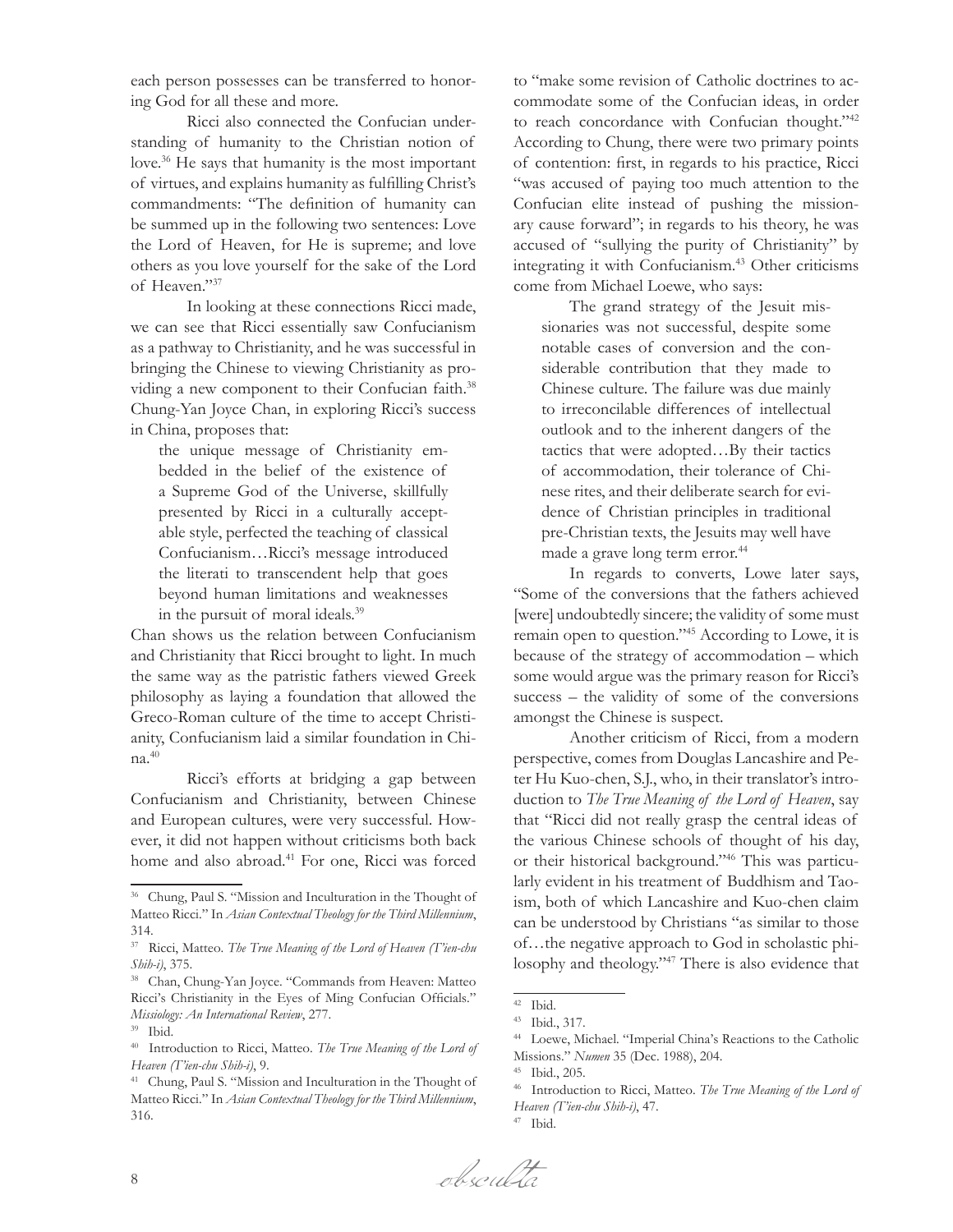each person possesses can be transferred to honoring God for all these and more.

Ricci also connected the Confucian understanding of humanity to the Christian notion of love.[36] He says that humanity is the most important of virtues, and explains humanity as fulfilling Christ's commandments: "The definition of humanity can be summed up in the following two sentences: Love the Lord of Heaven, for He is supreme; and love others as you love yourself for the sake of the Lord of Heaven."[37]

In looking at these connections Ricci made, we can see that Ricci essentially saw Confucianism as a pathway to Christianity, and he was successful in bringing the Chinese to viewing Christianity as providing a new component to their Confucian faith.[38] Chung-Yan Joyce Chan, in exploring Ricci's success in China, proposes that:

> the unique message of Christianity embedded in the belief of the existence of a Supreme God of the Universe, skillfully presented by Ricci in a culturally acceptable style, perfected the teaching of classical Confucianism…Ricci's message introduced the literati to transcendent help that goes beyond human limitations and weaknesses in the pursuit of moral ideals.[39]

Chan shows us the relation between Confucianism and Christianity that Ricci brought to light. In much the same way as the patristic fathers viewed Greek philosophy as laying a foundation that allowed the Greco-Roman culture of the time to accept Christianity, Confucianism laid a similar foundation in China.[40]

Ricci's efforts at bridging a gap between Confucianism and Christianity, between Chinese and European cultures, were very successful. However, it did not happen without criticisms both back home and also abroad.[41] For one, Ricci was forced to "make some revision of Catholic doctrines to accommodate some of the Confucian ideas, in order to reach concordance with Confucian thought."[42] According to Chung, there were two primary points of contention: first, in regards to his practice, Ricci "was accused of paying too much attention to the Confucian elite instead of pushing the missionary cause forward"; in regards to his theory, he was accused of "sullying the purity of Christianity" by integrating it with Confucianism.[43] Other criticisms come from Michael Loewe, who says:

> The grand strategy of the Jesuit missionaries was not successful, despite some notable cases of conversion and the considerable contribution that they made to Chinese culture. The failure was due mainly to irreconcilable differences of intellectual outlook and to the inherent dangers of the tactics that were adopted…By their tactics of accommodation, their tolerance of Chinese rites, and their deliberate search for evidence of Christian principles in traditional pre-Christian texts, the Jesuits may well have made a grave long term error.[44]

In regards to converts, Lowe later says, "Some of the conversions that the fathers achieved [were] undoubtedly sincere; the validity of some must remain open to question."[45] According to Lowe, it is because of the strategy of accommodation – which some would argue was the primary reason for Ricci's success – the validity of some of the conversions amongst the Chinese is suspect.

Another criticism of Ricci, from a modern perspective, comes from Douglas Lancashire and Peter Hu Kuo-chen, S.J., who, in their translator's introduction to *The True Meaning of the Lord of Heaven*, say that "Ricci did not really grasp the central ideas of the various Chinese schools of thought of his day, or their historical background."[46] This was particularly evident in his treatment of Buddhism and Taoism, both of which Lancashire and Kuo-chen claim can be understood by Christians "as similar to those of…the negative approach to God in scholastic philosophy and theology."[47] There is also evidence that

---

[36] Chung, Paul S. "Mission and Inculturation in the Thought of Matteo Ricci." In *Asian Contextual Theology for the Third Millennium*, 314.

[37] Ricci, Matteo. *The True Meaning of the Lord of Heaven (T'ien-chu Shih-i)*, 375.

[38] Chan, Chung-Yan Joyce. "Commands from Heaven: Matteo Ricci's Christianity in the Eyes of Ming Confucian Officials." *Missiology: An International Review*, 277.

[39] Ibid.

[40] Introduction to Ricci, Matteo. *The True Meaning of the Lord of Heaven (T'ien-chu Shih-i)*, 9.

[41] Chung, Paul S. "Mission and Inculturation in the Thought of Matteo Ricci." In *Asian Contextual Theology for the Third Millennium*, 316.

[42] Ibid.

[43] Ibid., 317.

[44] Loewe, Michael. "Imperial China's Reactions to the Catholic Missions." *Numen* 35 (Dec. 1988), 204.

[45] Ibid., 205.

[46] Introduction to Ricci, Matteo. *The True Meaning of the Lord of Heaven (T'ien-chu Shih-i)*, 47.

[47] Ibid.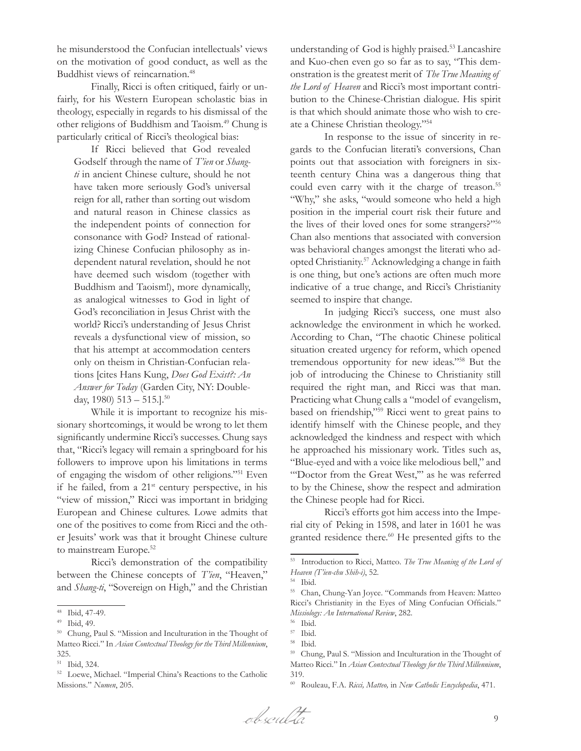he misunderstood the Confucian intellectuals' views on the motivation of good conduct, as well as the Buddhist views of reincarnation.[48]

Finally, Ricci is often critiqued, fairly or unfairly, for his Western European scholastic bias in theology, especially in regards to his dismissal of the other religions of Buddhism and Taoism.[49] Chung is particularly critical of Ricci's theological bias:

> If Ricci believed that God revealed Godself through the name of *T'ien* or *Shang-ti* in ancient Chinese culture, should he not have taken more seriously God's universal reign for all, rather than sorting out wisdom and natural reason in Chinese classics as the independent points of connection for consonance with God? Instead of rationalizing Chinese Confucian philosophy as independent natural revelation, should he not have deemed such wisdom (together with Buddhism and Taoism!), more dynamically, as analogical witnesses to God in light of God's reconciliation in Jesus Christ with the world? Ricci's understanding of Jesus Christ reveals a dysfunctional view of mission, so that his attempt at accommodation centers only on theism in Christian-Confucian relations [cites Hans Kung, *Does God Exist?: An Answer for Today* (Garden City, NY: Doubleday, 1980) 513 – 515.].[50]

While it is important to recognize his missionary shortcomings, it would be wrong to let them significantly undermine Ricci's successes. Chung says that, "Ricci's legacy will remain a springboard for his followers to improve upon his limitations in terms of engaging the wisdom of other religions."[51] Even if he failed, from a 21st century perspective, in his "view of mission," Ricci was important in bridging European and Chinese cultures. Lowe admits that one of the positives to come from Ricci and the other Jesuits' work was that it brought Chinese culture to mainstream Europe.[52]

Ricci's demonstration of the compatibility between the Chinese concepts of *T'ien*, "Heaven," and *Shang-ti*, "Sovereign on High," and the Christian understanding of God is highly praised.[53] Lancashire and Kuo-chen even go so far as to say, "This demonstration is the greatest merit of *The True Meaning of the Lord of Heaven* and Ricci's most important contribution to the Chinese-Christian dialogue. His spirit is that which should animate those who wish to create a Chinese Christian theology."[54]

In response to the issue of sincerity in regards to the Confucian literati's conversions, Chan points out that association with foreigners in sixteenth century China was a dangerous thing that could even carry with it the charge of treason.[55] "Why," she asks, "would someone who held a high position in the imperial court risk their future and the lives of their loved ones for some strangers?"[56] Chan also mentions that associated with conversion was behavioral changes amongst the literati who adopted Christianity.[57] Acknowledging a change in faith is one thing, but one's actions are often much more indicative of a true change, and Ricci's Christianity seemed to inspire that change.

In judging Ricci's success, one must also acknowledge the environment in which he worked. According to Chan, "The chaotic Chinese political situation created urgency for reform, which opened tremendous opportunity for new ideas."[58] But the job of introducing the Chinese to Christianity still required the right man, and Ricci was that man. Practicing what Chung calls a "model of evangelism, based on friendship,"[59] Ricci went to great pains to identify himself with the Chinese people, and they acknowledged the kindness and respect with which he approached his missionary work. Titles such as, "Blue-eyed and with a voice like melodious bell," and "'Doctor from the Great West,'" as he was referred to by the Chinese, show the respect and admiration the Chinese people had for Ricci.

Ricci's efforts got him access into the Imperial city of Peking in 1598, and later in 1601 he was granted residence there.[60] He presented gifts to the

---

[48] Ibid, 47-49.

[49] Ibid, 49.

[50] Chung, Paul S. "Mission and Inculturation in the Thought of Matteo Ricci." In *Asian Contextual Theology for the Third Millennium*, 325.

[51] Ibid, 324.

[52] Loewe, Michael. "Imperial China's Reactions to the Catholic Missions." *Numen*, 205.

[53] Introduction to Ricci, Matteo. *The True Meaning of the Lord of Heaven (T'ien-chu Shih-i)*, 52.

[54] Ibid.

[55] Chan, Chung-Yan Joyce. "Commands from Heaven: Matteo Ricci's Christianity in the Eyes of Ming Confucian Officials." *Missiology: An International Review*, 282.

[56] Ibid.

[57] Ibid.

[58] Ibid.

[59] Chung, Paul S. "Mission and Inculturation in the Thought of Matteo Ricci." In *Asian Contextual Theology for the Third Millennium*, 319.

[60] Rouleau, F.A. *Ricci, Matteo,* in *New Catholic Encyclopedia*, 471.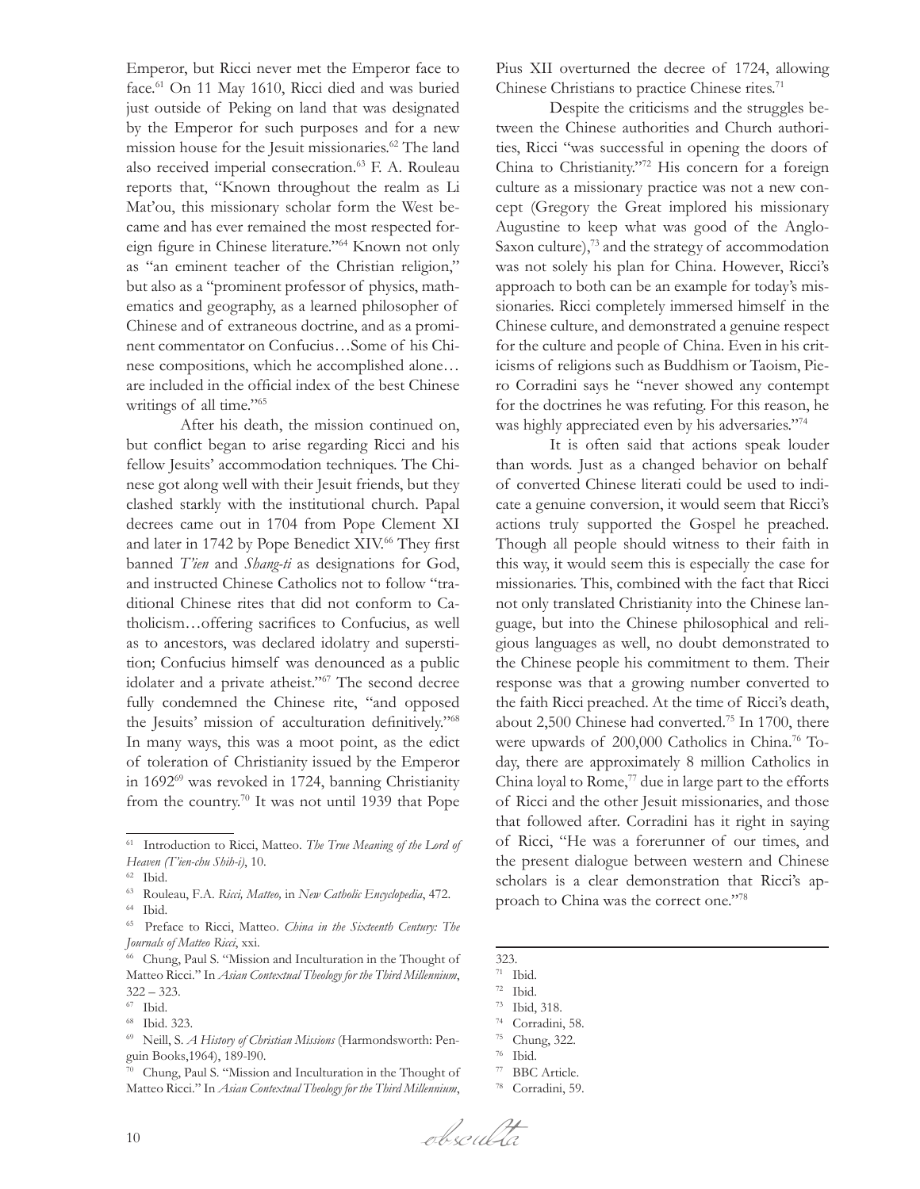Emperor, but Ricci never met the Emperor face to face.[61] On 11 May 1610, Ricci died and was buried just outside of Peking on land that was designated by the Emperor for such purposes and for a new mission house for the Jesuit missionaries.[62] The land also received imperial consecration.[63] F. A. Rouleau reports that, "Known throughout the realm as Li Mat'ou, this missionary scholar form the West became and has ever remained the most respected foreign figure in Chinese literature."[64] Known not only as "an eminent teacher of the Christian religion," but also as a "prominent professor of physics, mathematics and geography, as a learned philosopher of Chinese and of extraneous doctrine, and as a prominent commentator on Confucius…Some of his Chinese compositions, which he accomplished alone…are included in the official index of the best Chinese writings of all time."[65]

After his death, the mission continued on, but conflict began to arise regarding Ricci and his fellow Jesuits' accommodation techniques. The Chinese got along well with their Jesuit friends, but they clashed starkly with the institutional church. Papal decrees came out in 1704 from Pope Clement XI and later in 1742 by Pope Benedict XIV.[66] They first banned *T'ien* and *Shang-ti* as designations for God, and instructed Chinese Catholics not to follow "traditional Chinese rites that did not conform to Catholicism…offering sacrifices to Confucius, as well as to ancestors, was declared idolatry and superstition; Confucius himself was denounced as a public idolater and a private atheist."[67] The second decree fully condemned the Chinese rite, "and opposed the Jesuits' mission of acculturation definitively."[68] In many ways, this was a moot point, as the edict of toleration of Christianity issued by the Emperor in 1692[69] was revoked in 1724, banning Christianity from the country.[70] It was not until 1939 that Pope Pius XII overturned the decree of 1724, allowing Chinese Christians to practice Chinese rites.[71]

Despite the criticisms and the struggles between the Chinese authorities and Church authorities, Ricci "was successful in opening the doors of China to Christianity."[72] His concern for a foreign culture as a missionary practice was not a new concept (Gregory the Great implored his missionary Augustine to keep what was good of the Anglo-Saxon culture),[73] and the strategy of accommodation was not solely his plan for China. However, Ricci's approach to both can be an example for today's missionaries. Ricci completely immersed himself in the Chinese culture, and demonstrated a genuine respect for the culture and people of China. Even in his criticisms of religions such as Buddhism or Taoism, Piero Corradini says he "never showed any contempt for the doctrines he was refuting. For this reason, he was highly appreciated even by his adversaries."[74]

It is often said that actions speak louder than words. Just as a changed behavior on behalf of converted Chinese literati could be used to indicate a genuine conversion, it would seem that Ricci's actions truly supported the Gospel he preached. Though all people should witness to their faith in this way, it would seem this is especially the case for missionaries. This, combined with the fact that Ricci not only translated Christianity into the Chinese language, but into the Chinese philosophical and religious languages as well, no doubt demonstrated to the Chinese people his commitment to them. Their response was that a growing number converted to the faith Ricci preached. At the time of Ricci's death, about 2,500 Chinese had converted.[75] In 1700, there were upwards of 200,000 Catholics in China.[76] Today, there are approximately 8 million Catholics in China loyal to Rome,[77] due in large part to the efforts of Ricci and the other Jesuit missionaries, and those that followed after. Corradini has it right in saying of Ricci, "He was a forerunner of our times, and the present dialogue between western and Chinese scholars is a clear demonstration that Ricci's approach to China was the correct one."[78]

---

[61] Introduction to Ricci, Matteo. *The True Meaning of the Lord of Heaven (T'ien-chu Shih-i)*, 10.

[62] Ibid.

[63] Rouleau, F.A. *Ricci, Matteo,* in *New Catholic Encyclopedia*, 472.

[64] Ibid.

[65] Preface to Ricci, Matteo. *China in the Sixteenth Century: The Journals of Matteo Ricci*, xxi.

[66] Chung, Paul S. "Mission and Inculturation in the Thought of Matteo Ricci." In *Asian Contextual Theology for the Third Millennium*, 322 – 323.

[67] Ibid.

[68] Ibid. 323.

[69] Neill, S. *A History of Christian Missions* (Harmondsworth: Penguin Books,1964), 189-l90.

[70] Chung, Paul S. "Mission and Inculturation in the Thought of Matteo Ricci." In *Asian Contextual Theology for the Third Millennium*, 323.

[71] Ibid.

[72] Ibid.

[73] Ibid, 318.

[74] Corradini, 58.

[75] Chung, 322.

[76] Ibid.

[77] BBC Article.

[78] Corradini, 59.